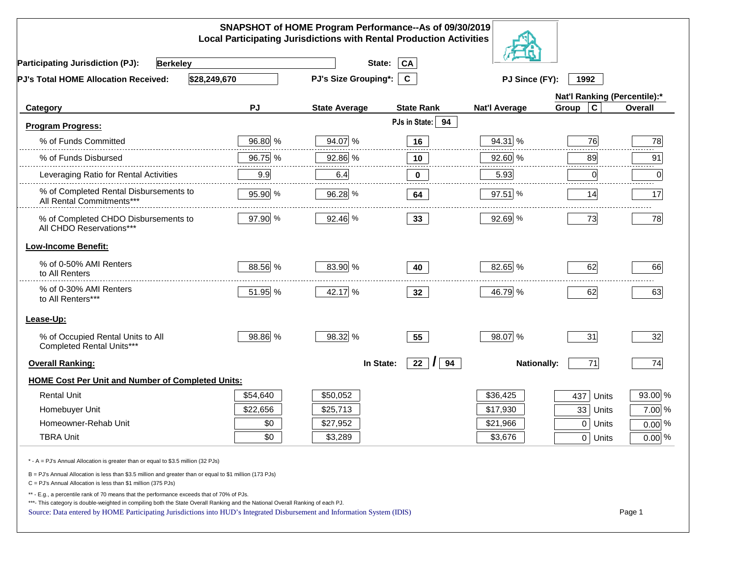# SNAPSHOT of HOME Program Performance--As of 09/30/2019
## Local Participating Jurisdictions with Rental Production Activities

**Participating Jurisdiction (PJ):** Berkeley **State:** CA

**PJ's Total HOME Allocation Received:** $28,249,670 **PJ's Size Grouping*:** C **PJ Since (FY):** 1992

| Category | PJ | State Average | State Rank | Nat'l Average | Nat'l Ranking (Percentile):* Group C | Overall |
|---|---|---|---|---|---|---|
| **Program Progress:** | | | PJs in State: 94 | | | |
| % of Funds Committed | 96.80 % | 94.07 % | 16 | 94.31 % | 76 | 78 |
| % of Funds Disbursed | 96.75 % | 92.86 % | 10 | 92.60 % | 89 | 91 |
| Leveraging Ratio for Rental Activities | 9.9 | 6.4 | 0 | 5.93 | 0 | 0 |
| % of Completed Rental Disbursements to All Rental Commitments*** | 95.90 % | 96.28 % | 64 | 97.51 % | 14 | 17 |
| % of Completed CHDO Disbursements to All CHDO Reservations*** | 97.90 % | 92.46 % | 33 | 92.69 % | 73 | 78 |
| **Low-Income Benefit:** | | | | | | |
| % of 0-50% AMI Renters to All Renters | 88.56 % | 83.90 % | 40 | 82.65 % | 62 | 66 |
| % of 0-30% AMI Renters to All Renters*** | 51.95 % | 42.17 % | 32 | 46.79 % | 62 | 63 |
| **Lease-Up:** | | | | | | |
| % of Occupied Rental Units to All Completed Rental Units*** | 98.86 % | 98.32 % | 55 | 98.07 % | 31 | 32 |
| **Overall Ranking:** | | In State: | 22 / 94 | Nationally: | 71 | 74 |

**HOME Cost Per Unit and Number of Completed Units:**

| Category | PJ | State Average | Nat'l Average | Units | % |
|---|---|---|---|---|---|
| Rental Unit | $54,640 | $50,052 | $36,425 | 437 Units | 93.00 % |
| Homebuyer Unit | $22,656 | $25,713 | $17,930 | 33 Units | 7.00 % |
| Homeowner-Rehab Unit | $0 | $27,952 | $21,966 | 0 Units | 0.00 % |
| TBRA Unit | $0 | $3,289 | $3,676 | 0 Units | 0.00 % |

* - A = PJ's Annual Allocation is greater than or equal to $3.5 million (32 PJs)

B = PJ's Annual Allocation is less than $3.5 million and greater than or equal to $1 million (173 PJs)

C = PJ's Annual Allocation is less than $1 million (375 PJs)

** - E.g., a percentile rank of 70 means that the performance exceeds that of 70% of PJs.

***- This category is double-weighted in compiling both the State Overall Ranking and the National Overall Ranking of each PJ.

Source: Data entered by HOME Participating Jurisdictions into HUD's Integrated Disbursement and Information System (IDIS)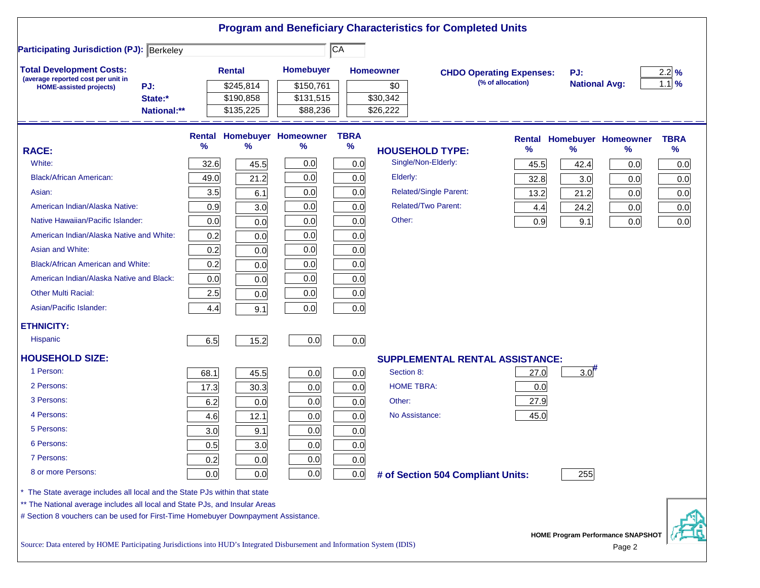# Program and Beneficiary Characteristics for Completed Units

**Participating Jurisdiction (PJ):** Berkeley CA

**Total Development Costs:** (average reported cost per unit in HOME-assisted projects)

| | Rental | Homebuyer | Homeowner |
|---|---|---|---|
| PJ: | $245,814 | $150,761 | $0 |
| State:* | $190,858 | $131,515 | $30,342 |
| National:** | $135,225 | $88,236 | $26,222 |

**CHDO Operating Expenses:** (% of allocation)

| | |
|---|---|
| PJ: | 2.2 % |
| National Avg: | 1.1 % |

| RACE: | Rental % | Homebuyer % | Homeowner % | TBRA % |
|---|---|---|---|---|
| White: | 32.6 | 45.5 | 0.0 | 0.0 |
| Black/African American: | 49.0 | 21.2 | 0.0 | 0.0 |
| Asian: | 3.5 | 6.1 | 0.0 | 0.0 |
| American Indian/Alaska Native: | 0.9 | 3.0 | 0.0 | 0.0 |
| Native Hawaiian/Pacific Islander: | 0.0 | 0.0 | 0.0 | 0.0 |
| American Indian/Alaska Native and White: | 0.2 | 0.0 | 0.0 | 0.0 |
| Asian and White: | 0.2 | 0.0 | 0.0 | 0.0 |
| Black/African American and White: | 0.2 | 0.0 | 0.0 | 0.0 |
| American Indian/Alaska Native and Black: | 0.0 | 0.0 | 0.0 | 0.0 |
| Other Multi Racial: | 2.5 | 0.0 | 0.0 | 0.0 |
| Asian/Pacific Islander: | 4.4 | 9.1 | 0.0 | 0.0 |
| **ETHNICITY:** | | | | |
| Hispanic | 6.5 | 15.2 | 0.0 | 0.0 |
| **HOUSEHOLD SIZE:** | | | | |
| 1 Person: | 68.1 | 45.5 | 0.0 | 0.0 |
| 2 Persons: | 17.3 | 30.3 | 0.0 | 0.0 |
| 3 Persons: | 6.2 | 0.0 | 0.0 | 0.0 |
| 4 Persons: | 4.6 | 12.1 | 0.0 | 0.0 |
| 5 Persons: | 3.0 | 9.1 | 0.0 | 0.0 |
| 6 Persons: | 0.5 | 3.0 | 0.0 | 0.0 |
| 7 Persons: | 0.2 | 0.0 | 0.0 | 0.0 |
| 8 or more Persons: | 0.0 | 0.0 | 0.0 | 0.0 |

| HOUSEHOLD TYPE: | Rental % | Homebuyer % | Homeowner % | TBRA % |
|---|---|---|---|---|
| Single/Non-Elderly: | 45.5 | 42.4 | 0.0 | 0.0 |
| Elderly: | 32.8 | 3.0 | 0.0 | 0.0 |
| Related/Single Parent: | 13.2 | 21.2 | 0.0 | 0.0 |
| Related/Two Parent: | 4.4 | 24.2 | 0.0 | 0.0 |
| Other: | 0.9 | 9.1 | 0.0 | 0.0 |

| SUPPLEMENTAL RENTAL ASSISTANCE: | Rental | Homebuyer |
|---|---|---|
| Section 8: | 27.0 | 3.0# |
| HOME TBRA: | 0.0 | |
| Other: | 27.9 | |
| No Assistance: | 45.0 | |

**# of Section 504 Compliant Units:** 255

\* The State average includes all local and the State PJs within that state

\*\* The National average includes all local and State PJs, and Insular Areas

\# Section 8 vouchers can be used for First-Time Homebuyer Downpayment Assistance.

Source: Data entered by HOME Participating Jurisdictions into HUD's Integrated Disbursement and Information System (IDIS)

HOME Program Performance SNAPSHOT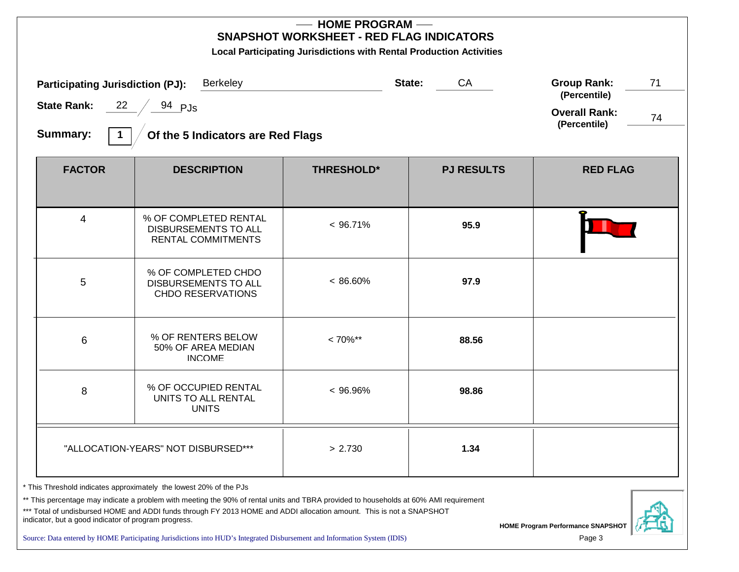# HOME PROGRAM

## SNAPSHOT WORKSHEET - RED FLAG INDICATORS

**Local Participating Jurisdictions with Rental Production Activities**

**Participating Jurisdiction (PJ):** Berkeley **State:** CA **Group Rank:** 71 **(Percentile)**

**State Rank:** 22 / 94 PJs **Overall Rank:** 74 **(Percentile)**

**Summary:** 1 **Of the 5 Indicators are Red Flags**

| FACTOR | DESCRIPTION | THRESHOLD* | PJ RESULTS | RED FLAG |
|---|---|---|---|---|
| 4 | % OF COMPLETED RENTAL DISBURSEMENTS TO ALL RENTAL COMMITMENTS | < 96.71% | **95.9** | Red flag |
| 5 | % OF COMPLETED CHDO DISBURSEMENTS TO ALL CHDO RESERVATIONS | < 86.60% | **97.9** | |
| 6 | % OF RENTERS BELOW 50% OF AREA MEDIAN INCOME | < 70%** | **88.56** | |
| 8 | % OF OCCUPIED RENTAL UNITS TO ALL RENTAL UNITS | < 96.96% | **98.86** | |
| "ALLOCATION-YEARS" NOT DISBURSED*** | | > 2.730 | **1.34** | |

* This Threshold indicates approximately the lowest 20% of the PJs

** This percentage may indicate a problem with meeting the 90% of rental units and TBRA provided to households at 60% AMI requirement

*** Total of undisbursed HOME and ADDI funds through FY 2013 HOME and ADDI allocation amount. This is not a SNAPSHOT indicator, but a good indicator of program progress.

Source: Data entered by HOME Participating Jurisdictions into HUD's Integrated Disbursement and Information System (IDIS)